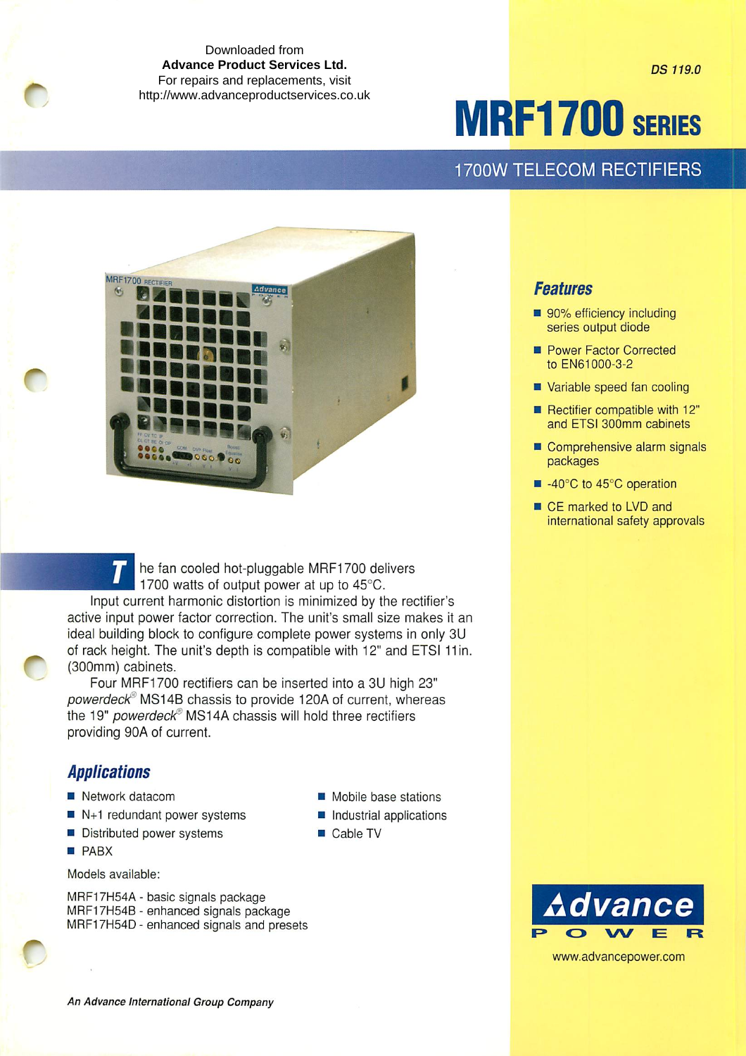Downloaded from
**Advance Product Services Ltd.**
For repairs and replacements, visit
http://www.advanceproductservices.co.uk

DS 119.0

# MRF1700 SERIES

## 1700W TELECOM RECTIFIERS

## Features

- 90% efficiency including series output diode
- Power Factor Corrected to EN61000-3-2
- Variable speed fan cooling
- Rectifier compatible with 12" and ETSI 300mm cabinets
- Comprehensive alarm signals packages
- -40°C to 45°C operation
- CE marked to LVD and international safety approvals

The fan cooled hot-pluggable MRF1700 delivers 1700 watts of output power at up to 45°C.

Input current harmonic distortion is minimized by the rectifier's active input power factor correction. The unit's small size makes it an ideal building block to configure complete power systems in only 3U of rack height. The unit's depth is compatible with 12" and ETSI 11in. (300mm) cabinets.

Four MRF1700 rectifiers can be inserted into a 3U high 23" *powerdeck®* MS14B chassis to provide 120A of current, whereas the 19" *powerdeck®* MS14A chassis will hold three rectifiers providing 90A of current.

## Applications

- Network datacom
- N+1 redundant power systems
- Distributed power systems
- PABX
- Mobile base stations
- Industrial applications
- Cable TV

Models available:

MRF17H54A - basic signals package
MRF17H54B - enhanced signals package
MRF17H54D - enhanced signals and presets

Advance POWER
www.advancepower.com

*An Advance International Group Company*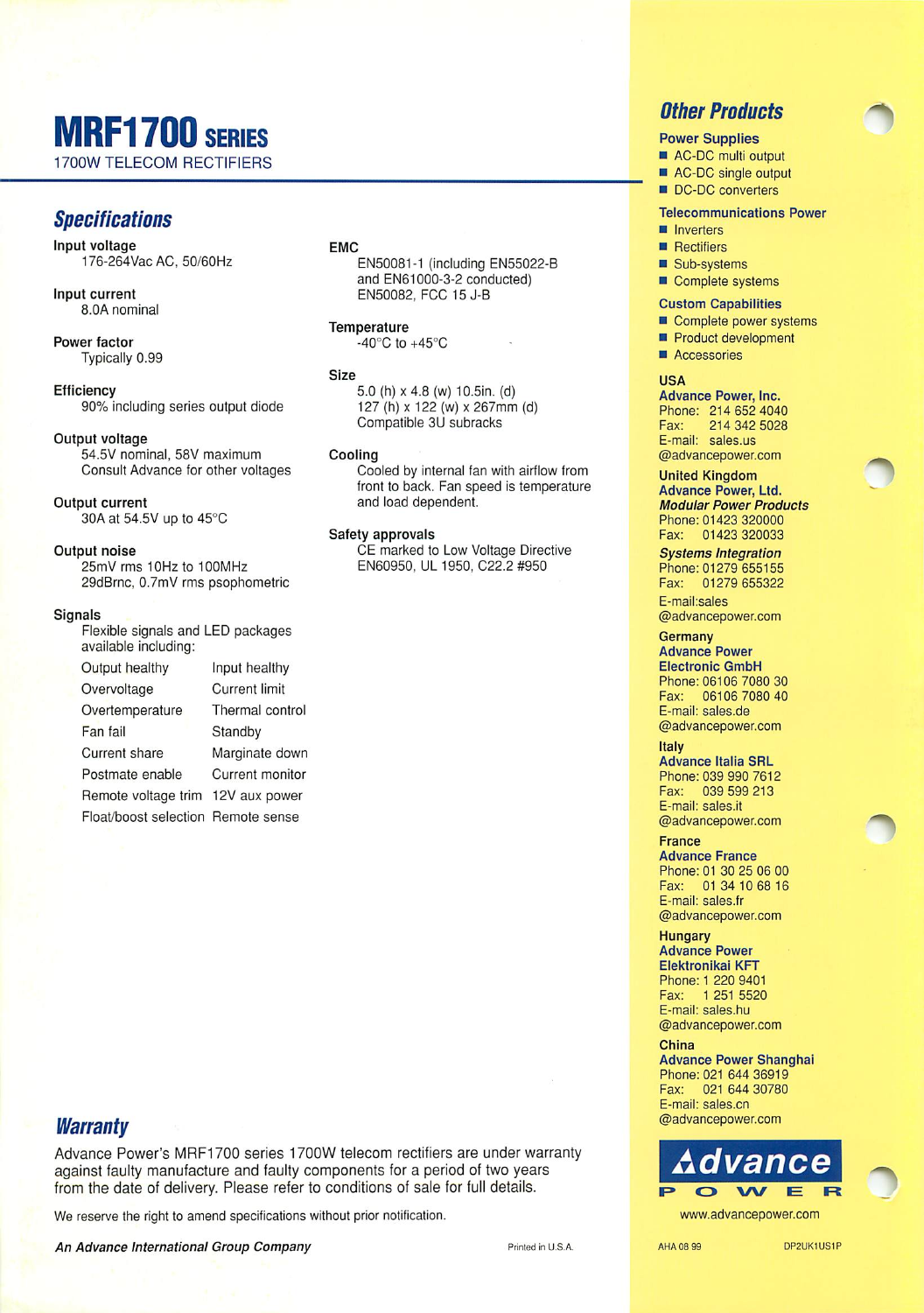# MRF1700 SERIES

1700W TELECOM RECTIFIERS

## Specifications

**Input voltage**
176-264Vac AC, 50/60Hz

**Input current**
8.0A nominal

**Power factor**
Typically 0.99

**Efficiency**
90% including series output diode

**Output voltage**
54.5V nominal, 58V maximum
Consult Advance for other voltages

**Output current**
30A at 54.5V up to 45°C

**Output noise**
25mV rms 10Hz to 100MHz
29dBrnc, 0.7mV rms psophometric

**Signals**
Flexible signals and LED packages available including:

| | |
|---|---|
| Output healthy | Input healthy |
| Overvoltage | Current limit |
| Overtemperature | Thermal control |
| Fan fail | Standby |
| Current share | Marginate down |
| Postmate enable | Current monitor |
| Remote voltage trim | 12V aux power |
| Float/boost selection | Remote sense |

**EMC**
EN50081-1 (including EN55022-B and EN61000-3-2 conducted)
EN50082, FCC 15 J-B

**Temperature**
-40°C to +45°C

**Size**
5.0 (h) x 4.8 (w) 10.5in. (d)
127 (h) x 122 (w) x 267mm (d)
Compatible 3U subracks

**Cooling**
Cooled by internal fan with airflow from front to back. Fan speed is temperature and load dependent.

**Safety approvals**
CE marked to Low Voltage Directive
EN60950, UL 1950, C22.2 #950

## Warranty

Advance Power's MRF1700 series 1700W telecom rectifiers are under warranty against faulty manufacture and faulty components for a period of two years from the date of delivery. Please refer to conditions of sale for full details.

We reserve the right to amend specifications without prior notification.

*An Advance International Group Company*

Printed in U.S.A.

## Other Products

**Power Supplies**
- AC-DC multi output
- AC-DC single output
- DC-DC converters

**Telecommunications Power**
- Inverters
- Rectifiers
- Sub-systems
- Complete systems

**Custom Capabilities**
- Complete power systems
- Product development
- Accessories

**USA**
**Advance Power, Inc.**
Phone: 214 652 4040
Fax: 214 342 5028
E-mail: sales.us@advancepower.com

**United Kingdom**
**Advance Power, Ltd.**
***Modular Power Products***
Phone: 01423 320000
Fax: 01423 320033
***Systems Integration***
Phone: 01279 655155
Fax: 01279 655322
E-mail:sales@advancepower.com

**Germany**
**Advance Power Electronic GmbH**
Phone: 06106 7080 30
Fax: 06106 7080 40
E-mail: sales.de@advancepower.com

**Italy**
**Advance Italia SRL**
Phone: 039 990 7612
Fax: 039 599 213
E-mail: sales.it@advancepower.com

**France**
**Advance France**
Phone: 01 30 25 06 00
Fax: 01 34 10 68 16
E-mail: sales.fr@advancepower.com

**Hungary**
**Advance Power Elektronikai KFT**
Phone: 1 220 9401
Fax: 1 251 5520
E-mail: sales.hu@advancepower.com

**China**
**Advance Power Shanghai**
Phone: 021 644 36919
Fax: 021 644 30780
E-mail: sales.cn@advancepower.com

Advance POWER

www.advancepower.com

AHA 08 99 DP2UK1US1P